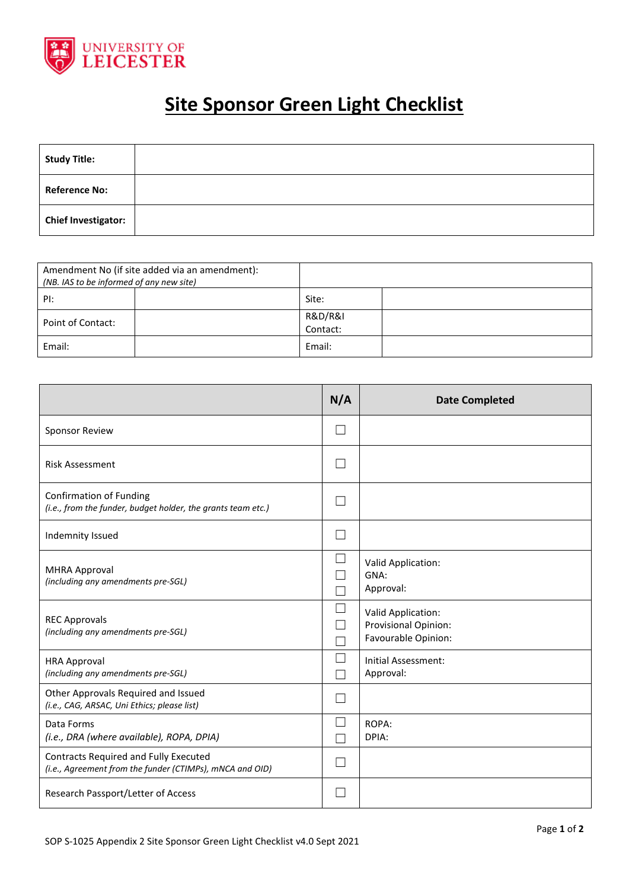UNIVERSITY OF LEICESTER

# Site Sponsor Green Light Checklist

| Study Title: | |
|---|---|
| Reference No: | |
| Chief Investigator: | |

| Amendment No (if site added via an amendment): *(NB. IAS to be informed of any new site)* | | | |
|---|---|---|---|
| PI: | | Site: | |
| Point of Contact: | | R&D/R&I Contact: | |
| Email: | | Email: | |

| | N/A | Date Completed |
|---|---|---|
| Sponsor Review | ☐ | |
| Risk Assessment | ☐ | |
| Confirmation of Funding *(i.e., from the funder, budget holder, the grants team etc.)* | ☐ | |
| Indemnity Issued | ☐ | |
| MHRA Approval *(including any amendments pre-SGL)* | ☐<br>☐<br>☐ | Valid Application:<br>GNA:<br>Approval: |
| REC Approvals *(including any amendments pre-SGL)* | ☐<br>☐<br>☐ | Valid Application:<br>Provisional Opinion:<br>Favourable Opinion: |
| HRA Approval *(including any amendments pre-SGL)* | ☐<br>☐ | Initial Assessment:<br>Approval: |
| Other Approvals Required and Issued *(i.e., CAG, ARSAC, Uni Ethics; please list)* | ☐ | |
| Data Forms *(i.e., DRA (where available), ROPA, DPIA)* | ☐<br>☐ | ROPA:<br>DPIA: |
| Contracts Required and Fully Executed *(i.e., Agreement from the funder (CTIMPs), mNCA and OID)* | ☐ | |
| Research Passport/Letter of Access | ☐ | |

SOP S-1025 Appendix 2 Site Sponsor Green Light Checklist v4.0 Sept 2021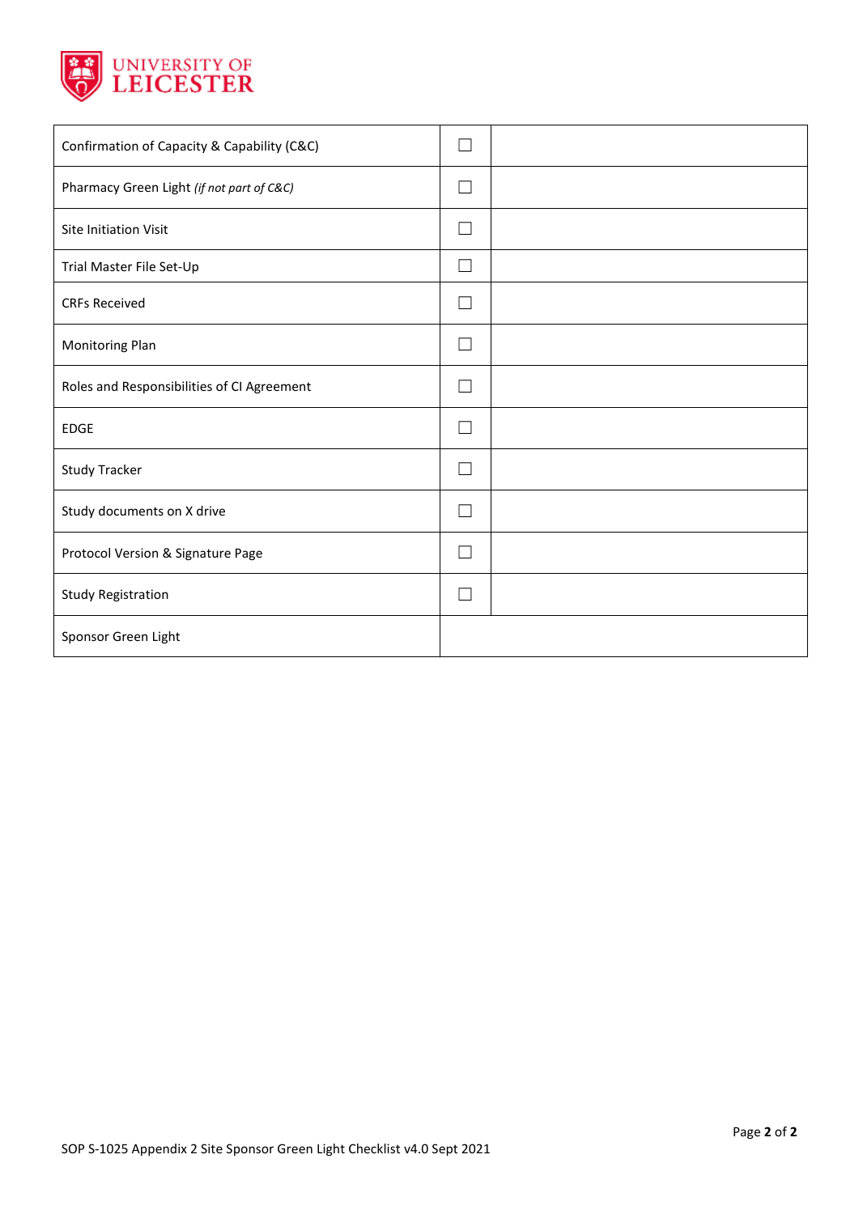| | | |
|---|---|---|
| Confirmation of Capacity & Capability (C&C) | ☐ | |
| Pharmacy Green Light *(if not part of C&C)* | ☐ | |
| Site Initiation Visit | ☐ | |
| Trial Master File Set-Up | ☐ | |
| CRFs Received | ☐ | |
| Monitoring Plan | ☐ | |
| Roles and Responsibilities of CI Agreement | ☐ | |
| EDGE | ☐ | |
| Study Tracker | ☐ | |
| Study documents on X drive | ☐ | |
| Protocol Version & Signature Page | ☐ | |
| Study Registration | ☐ | |
| Sponsor Green Light | | |

SOP S-1025 Appendix 2 Site Sponsor Green Light Checklist v4.0 Sept 2021